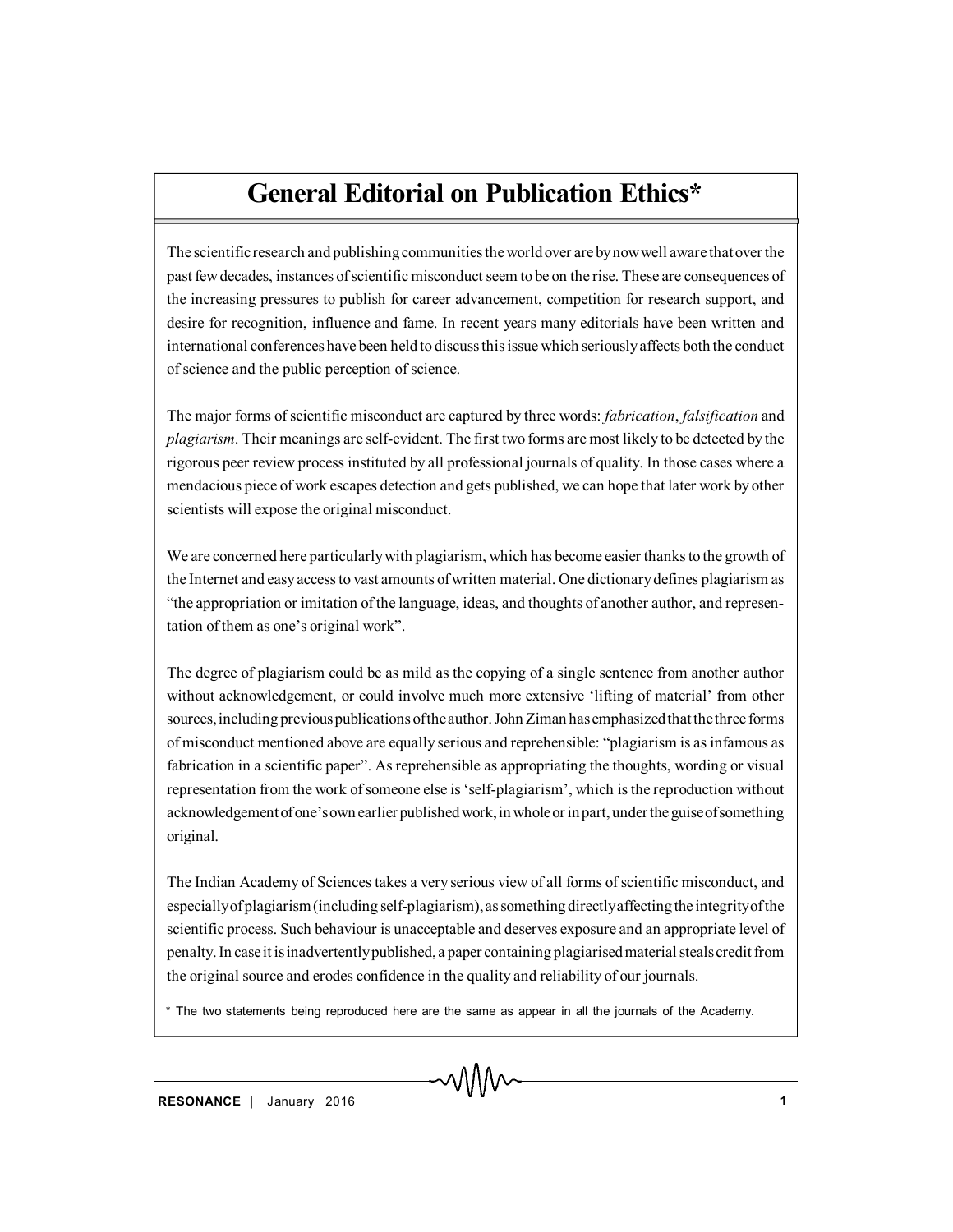# General Editorial on Publication Ethics*

The scientific research and publishing communities the world over are by now well aware that over the past few decades, instances of scientific misconduct seem to be on the rise. These are consequences of the increasing pressures to publish for career advancement, competition for research support, and desire for recognition, influence and fame. In recent years many editorials have been written and international conferences have been held to discuss this issue which seriously affects both the conduct of science and the public perception of science.

The major forms of scientific misconduct are captured by three words: *fabrication*, *falsification* and *plagiarism*. Their meanings are self-evident. The first two forms are most likely to be detected by the rigorous peer review process instituted by all professional journals of quality. In those cases where a mendacious piece of work escapes detection and gets published, we can hope that later work by other scientists will expose the original misconduct.

We are concerned here particularly with plagiarism, which has become easier thanks to the growth of the Internet and easy access to vast amounts of written material. One dictionary defines plagiarism as "the appropriation or imitation of the language, ideas, and thoughts of another author, and representation of them as one's original work".

The degree of plagiarism could be as mild as the copying of a single sentence from another author without acknowledgement, or could involve much more extensive 'lifting of material' from other sources, including previous publications of the author. John Ziman has emphasized that the three forms of misconduct mentioned above are equally serious and reprehensible: "plagiarism is as infamous as fabrication in a scientific paper". As reprehensible as appropriating the thoughts, wording or visual representation from the work of someone else is 'self-plagiarism', which is the reproduction without acknowledgement of one's own earlier published work, in whole or in part, under the guise of something original.

The Indian Academy of Sciences takes a very serious view of all forms of scientific misconduct, and especially of plagiarism (including self-plagiarism), as something directly affecting the integrity of the scientific process. Such behaviour is unacceptable and deserves exposure and an appropriate level of penalty. In case it is inadvertently published, a paper containing plagiarised material steals credit from the original source and erodes confidence in the quality and reliability of our journals.

* The two statements being reproduced here are the same as appear in all the journals of the Academy.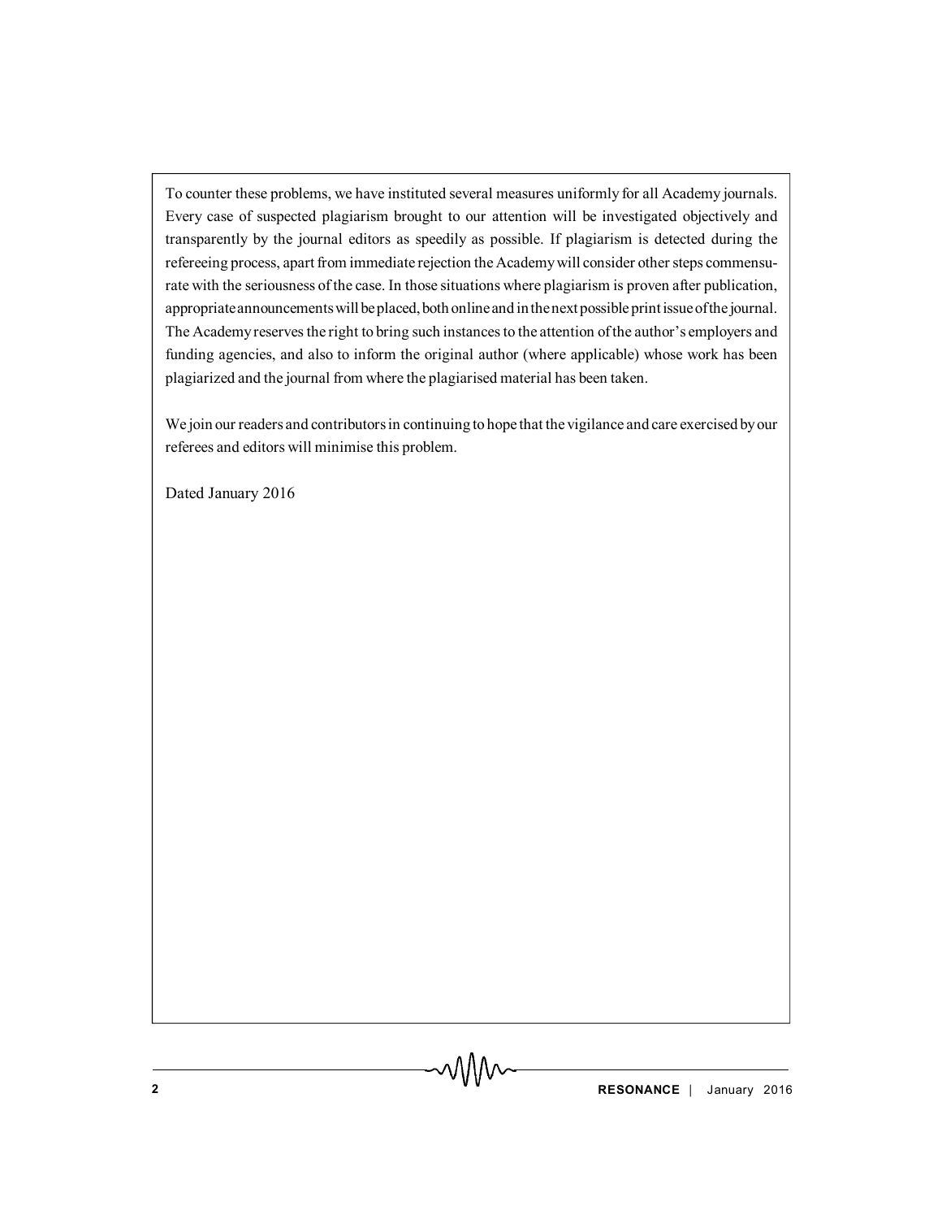To counter these problems, we have instituted several measures uniformly for all Academy journals. Every case of suspected plagiarism brought to our attention will be investigated objectively and transparently by the journal editors as speedily as possible. If plagiarism is detected during the refereeing process, apart from immediate rejection the Academy will consider other steps commensurate with the seriousness of the case. In those situations where plagiarism is proven after publication, appropriate announcements will be placed, both online and in the next possible print issue of the journal. The Academy reserves the right to bring such instances to the attention of the author's employers and funding agencies, and also to inform the original author (where applicable) whose work has been plagiarized and the journal from where the plagiarised material has been taken.

We join our readers and contributors in continuing to hope that the vigilance and care exercised by our referees and editors will minimise this problem.

Dated January 2016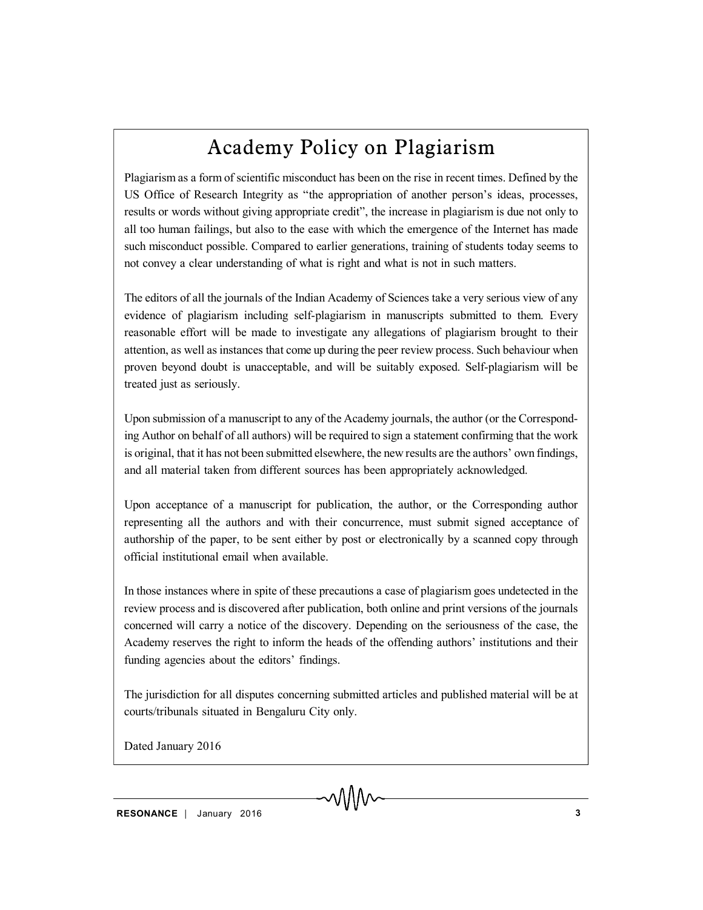# Academy Policy on Plagiarism

Plagiarism as a form of scientific misconduct has been on the rise in recent times. Defined by the US Office of Research Integrity as "the appropriation of another person's ideas, processes, results or words without giving appropriate credit", the increase in plagiarism is due not only to all too human failings, but also to the ease with which the emergence of the Internet has made such misconduct possible. Compared to earlier generations, training of students today seems to not convey a clear understanding of what is right and what is not in such matters.

The editors of all the journals of the Indian Academy of Sciences take a very serious view of any evidence of plagiarism including self-plagiarism in manuscripts submitted to them. Every reasonable effort will be made to investigate any allegations of plagiarism brought to their attention, as well as instances that come up during the peer review process. Such behaviour when proven beyond doubt is unacceptable, and will be suitably exposed. Self-plagiarism will be treated just as seriously.

Upon submission of a manuscript to any of the Academy journals, the author (or the Corresponding Author on behalf of all authors) will be required to sign a statement confirming that the work is original, that it has not been submitted elsewhere, the new results are the authors' own findings, and all material taken from different sources has been appropriately acknowledged.

Upon acceptance of a manuscript for publication, the author, or the Corresponding author representing all the authors and with their concurrence, must submit signed acceptance of authorship of the paper, to be sent either by post or electronically by a scanned copy through official institutional email when available.

In those instances where in spite of these precautions a case of plagiarism goes undetected in the review process and is discovered after publication, both online and print versions of the journals concerned will carry a notice of the discovery. Depending on the seriousness of the case, the Academy reserves the right to inform the heads of the offending authors' institutions and their funding agencies about the editors' findings.

The jurisdiction for all disputes concerning submitted articles and published material will be at courts/tribunals situated in Bengaluru City only.

Dated January 2016